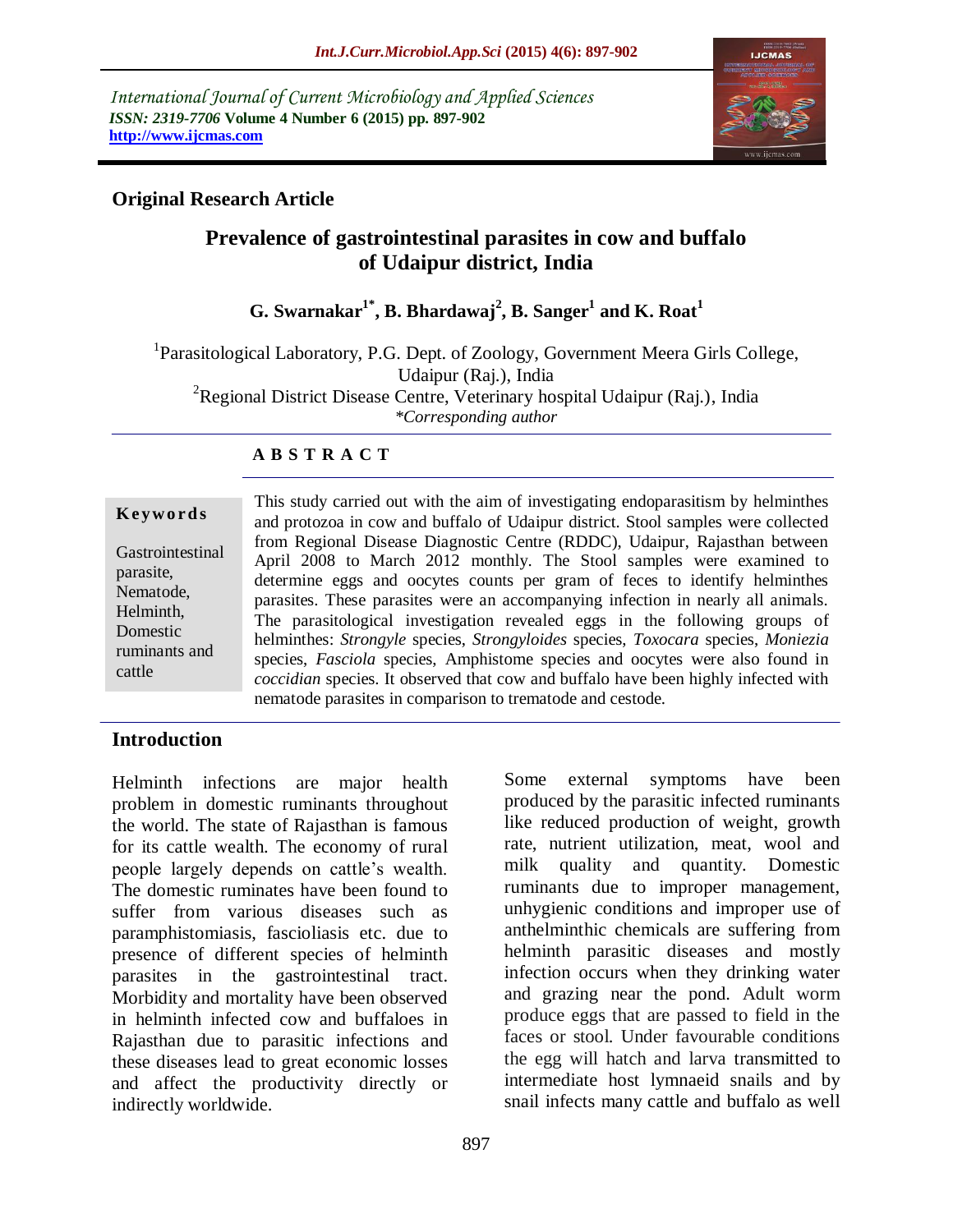International Journal of Current Microbiology and Applied Sciences
*ISSN: 2319-7706* **Volume 4 Number 6 (2015) pp. 897-902**
**http://www.ijcmas.com**

**Original Research Article**

# Prevalence of gastrointestinal parasites in cow and buffalo of Udaipur district, India

**G. Swarnakar[1*], B. Bhardawaj[2], B. Sanger[1] and K. Roat[1]**

[1]Parasitological Laboratory, P.G. Dept. of Zoology, Government Meera Girls College, Udaipur (Raj.), India
[2]Regional District Disease Centre, Veterinary hospital Udaipur (Raj.), India
*\*Corresponding author*

## A B S T R A C T

**Keywords**

Gastrointestinal parasite, Nematode, Helminth, Domestic ruminants and cattle

This study carried out with the aim of investigating endoparasitism by helminthes and protozoa in cow and buffalo of Udaipur district. Stool samples were collected from Regional Disease Diagnostic Centre (RDDC), Udaipur, Rajasthan between April 2008 to March 2012 monthly. The Stool samples were examined to determine eggs and oocytes counts per gram of feces to identify helminthes parasites. These parasites were an accompanying infection in nearly all animals. The parasitological investigation revealed eggs in the following groups of helminthes: *Strongyle* species, *Strongyloides* species, *Toxocara* species, *Moniezia* species, *Fasciola* species, Amphistome species and oocytes were also found in *coccidian* species. It observed that cow and buffalo have been highly infected with nematode parasites in comparison to trematode and cestode.

## Introduction

Helminth infections are major health problem in domestic ruminants throughout the world. The state of Rajasthan is famous for its cattle wealth. The economy of rural people largely depends on cattle's wealth. The domestic ruminates have been found to suffer from various diseases such as paramphistomiasis, fascioliasis etc. due to presence of different species of helminth parasites in the gastrointestinal tract. Morbidity and mortality have been observed in helminth infected cow and buffaloes in Rajasthan due to parasitic infections and these diseases lead to great economic losses and affect the productivity directly or indirectly worldwide.

Some external symptoms have been produced by the parasitic infected ruminants like reduced production of weight, growth rate, nutrient utilization, meat, wool and milk quality and quantity. Domestic ruminants due to improper management, unhygienic conditions and improper use of anthelminthic chemicals are suffering from helminth parasitic diseases and mostly infection occurs when they drinking water and grazing near the pond. Adult worm produce eggs that are passed to field in the faces or stool. Under favourable conditions the egg will hatch and larva transmitted to intermediate host lymnaeid snails and by snail infects many cattle and buffalo as well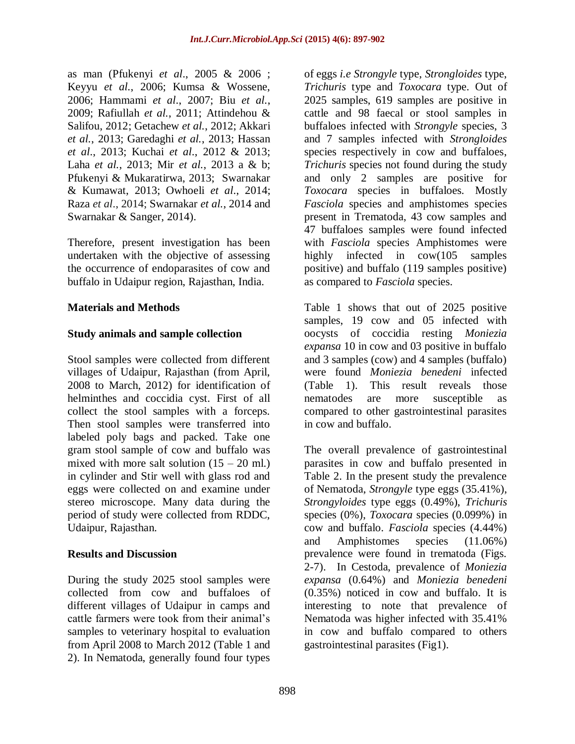as man (Pfukenyi *et al*., 2005 & 2006 ; Keyyu *et al*., 2006; Kumsa & Wossene, 2006; Hammami *et al*., 2007; Biu *et al.*, 2009; Rafiullah *et al.*, 2011; Attindehou & Salifou, 2012; Getachew *et al.*, 2012; Akkari *et al.*, 2013; Garedaghi *et al.*, 2013; Hassan *et al*., 2013; Kuchai *et al*., 2012 & 2013; Laha *et al.*, 2013; Mir *et al.*, 2013 a & b; Pfukenyi & Mukaratirwa, 2013; Swarnakar & Kumawat, 2013; Owhoeli *et al*., 2014; Raza *et al*., 2014; Swarnakar *et al.*, 2014 and Swarnakar & Sanger, 2014).

Therefore, present investigation has been undertaken with the objective of assessing the occurrence of endoparasites of cow and buffalo in Udaipur region, Rajasthan, India.

## Materials and Methods

### Study animals and sample collection

Stool samples were collected from different villages of Udaipur, Rajasthan (from April, 2008 to March, 2012) for identification of helminthes and coccidia cyst. First of all collect the stool samples with a forceps. Then stool samples were transferred into labeled poly bags and packed. Take one gram stool sample of cow and buffalo was mixed with more salt solution (15 – 20 ml.) in cylinder and Stir well with glass rod and eggs were collected on and examine under stereo microscope. Many data during the period of study were collected from RDDC, Udaipur, Rajasthan.

## Results and Discussion

During the study 2025 stool samples were collected from cow and buffaloes of different villages of Udaipur in camps and cattle farmers were took from their animal's samples to veterinary hospital to evaluation from April 2008 to March 2012 (Table 1 and 2). In Nematoda, generally found four types of eggs *i.e Strongyle* type, *Strongloides* type, *Trichuris* type and *Toxocara* type. Out of 2025 samples, 619 samples are positive in cattle and 98 faecal or stool samples in buffaloes infected with *Strongyle* species, 3 and 7 samples infected with *Strongloides* species respectively in cow and buffaloes, *Trichuris* species not found during the study and only 2 samples are positive for *Toxocara* species in buffaloes. Mostly *Fasciola* species and amphistomes species present in Trematoda, 43 cow samples and 47 buffaloes samples were found infected with *Fasciola* species Amphistomes were highly infected in cow(105 samples positive) and buffalo (119 samples positive) as compared to *Fasciola* species.

Table 1 shows that out of 2025 positive samples, 19 cow and 05 infected with oocysts of coccidia resting *Moniezia expansa* 10 in cow and 03 positive in buffalo and 3 samples (cow) and 4 samples (buffalo) were found *Moniezia benedeni* infected (Table 1). This result reveals those nematodes are more susceptible as compared to other gastrointestinal parasites in cow and buffalo.

The overall prevalence of gastrointestinal parasites in cow and buffalo presented in Table 2. In the present study the prevalence of Nematoda, *Strongyle* type eggs (35.41%), *Strongyloides* type eggs (0.49%), *Trichuris* species (0%), *Toxocara* species (0.099%) in cow and buffalo. *Fasciola* species (4.44%) and Amphistomes species (11.06%) prevalence were found in trematoda (Figs. 2-7). In Cestoda, prevalence of *Moniezia expansa* (0.64%) and *Moniezia benedeni* (0.35%) noticed in cow and buffalo. It is interesting to note that prevalence of Nematoda was higher infected with 35.41% in cow and buffalo compared to others gastrointestinal parasites (Fig1).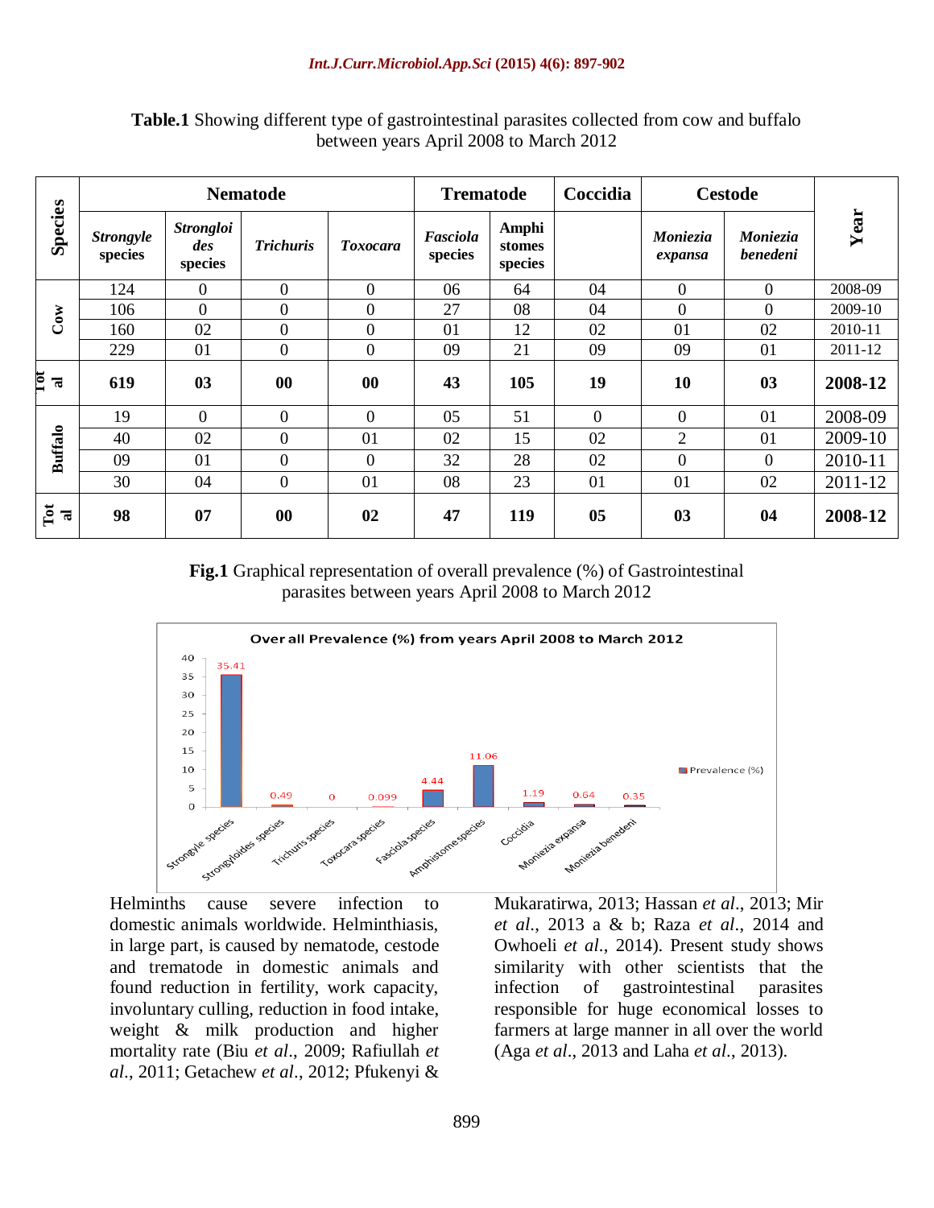**Table.1** Showing different type of gastrointestinal parasites collected from cow and buffalo between years April 2008 to March 2012

| Species | Nematode | | | | Trematode | | Coccidia | Cestode | | Year |
|---|---|---|---|---|---|---|---|---|---|---|
| | *Strongyle* species | *Strongloides* species | *Trichuris* | *Toxocara* | *Fasciola* species | Amphistomes species | | *Moniezia expansa* | *Moniezia benedeni* | |
| Cow | 124 | 0 | 0 | 0 | 06 | 64 | 04 | 0 | 0 | 2008-09 |
| | 106 | 0 | 0 | 0 | 27 | 08 | 04 | 0 | 0 | 2009-10 |
| | 160 | 02 | 0 | 0 | 01 | 12 | 02 | 01 | 02 | 2010-11 |
| | 229 | 01 | 0 | 0 | 09 | 21 | 09 | 09 | 01 | 2011-12 |
| **Total** | **619** | **03** | **00** | **00** | **43** | **105** | **19** | **10** | **03** | **2008-12** |
| Buffalo | 19 | 0 | 0 | 0 | 05 | 51 | 0 | 0 | 01 | 2008-09 |
| | 40 | 02 | 0 | 01 | 02 | 15 | 02 | 2 | 01 | 2009-10 |
| | 09 | 01 | 0 | 0 | 32 | 28 | 02 | 0 | 0 | 2010-11 |
| | 30 | 04 | 0 | 01 | 08 | 23 | 01 | 01 | 02 | 2011-12 |
| **Total** | **98** | **07** | **00** | **02** | **47** | **119** | **05** | **03** | **04** | **2008-12** |

**Fig.1** Graphical representation of overall prevalence (%) of Gastrointestinal parasites between years April 2008 to March 2012

Over all Prevalence (%) from years April 2008 to March 2012

| Parasite | Prevalence (%) |
|---|---|
| Strongyle species | 35.41 |
| Strongyloides species | 0.49 |
| Trichuris species | 0 |
| Toxocara species | 0.099 |
| Fasciola species | 4.44 |
| Amphistome species | 11.06 |
| Coccidia | 1.19 |
| Moniezia expansa | 0.64 |
| Moniezia benedeni | 0.35 |

Helminths cause severe infection to domestic animals worldwide. Helminthiasis, in large part, is caused by nematode, cestode and trematode in domestic animals and found reduction in fertility, work capacity, involuntary culling, reduction in food intake, weight & milk production and higher mortality rate (Biu *et al*., 2009; Rafiullah *et al*., 2011; Getachew *et al*., 2012; Pfukenyi & Mukaratirwa, 2013; Hassan *et al*., 2013; Mir *et al*., 2013 a & b; Raza *et al*., 2014 and Owhoeli *et al*., 2014). Present study shows similarity with other scientists that the infection of gastrointestinal parasites responsible for huge economical losses to farmers at large manner in all over the world (Aga *et al*., 2013 and Laha *et al*., 2013).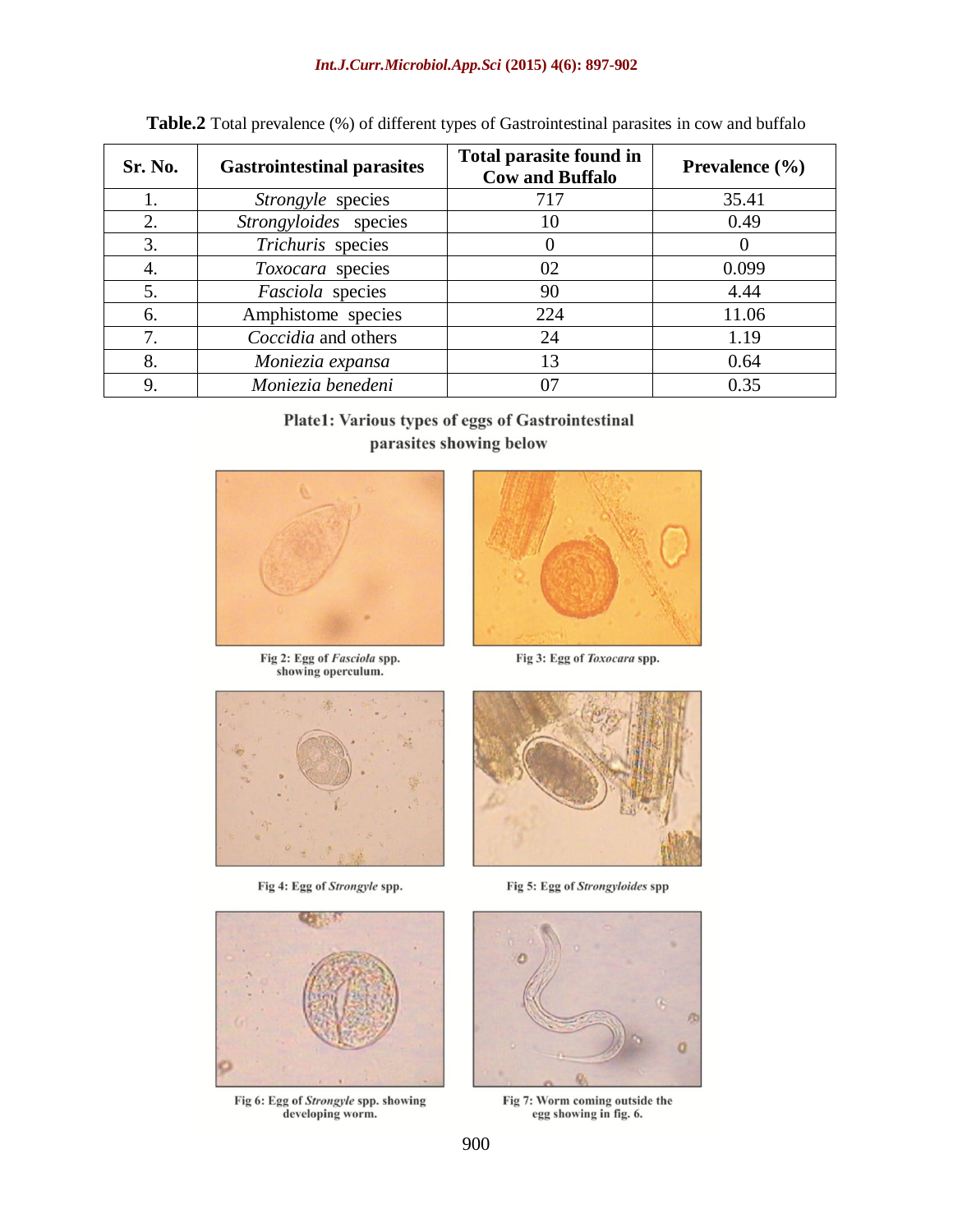**Table.2** Total prevalence (%) of different types of Gastrointestinal parasites in cow and buffalo

| Sr. No. | Gastrointestinal parasites | Total parasite found in Cow and Buffalo | Prevalence (%) |
|---|---|---|---|
| 1. | *Strongyle* species | 717 | 35.41 |
| 2. | *Strongyloides* species | 10 | 0.49 |
| 3. | *Trichuris* species | 0 | 0 |
| 4. | *Toxocara* species | 02 | 0.099 |
| 5. | *Fasciola* species | 90 | 4.44 |
| 6. | Amphistome species | 224 | 11.06 |
| 7. | *Coccidia* and others | 24 | 1.19 |
| 8. | *Moniezia expansa* | 13 | 0.64 |
| 9. | *Moniezia benedeni* | 07 | 0.35 |

**Plate1: Various types of eggs of Gastrointestinal parasites showing below**

Fig 2: Egg of *Fasciola* spp. showing operculum.

Fig 3: Egg of *Toxocara* spp.

Fig 4: Egg of *Strongyle* spp.

Fig 5: Egg of *Strongyloides* spp

Fig 6: Egg of *Strongyle* spp. showing developing worm.

Fig 7: Worm coming outside the egg showing in fig. 6.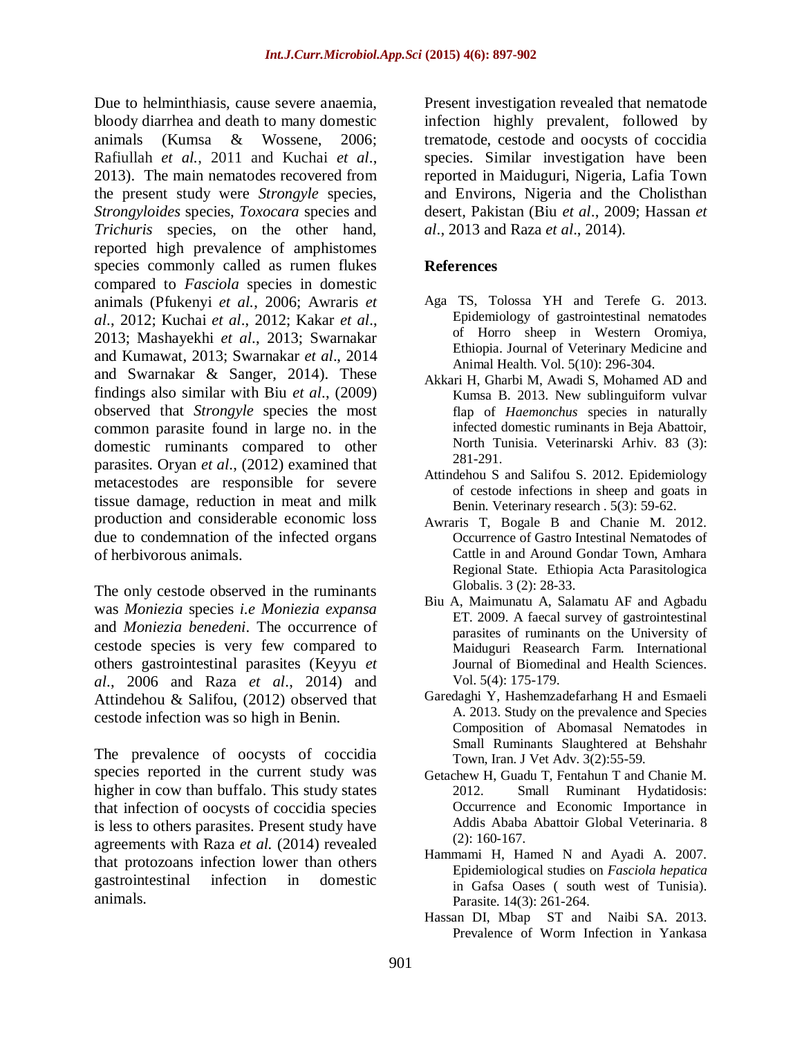Due to helminthiasis, cause severe anaemia, bloody diarrhea and death to many domestic animals (Kumsa & Wossene, 2006; Rafiullah *et al.*, 2011 and Kuchai *et al.*, 2013). The main nematodes recovered from the present study were *Strongyle* species, *Strongyloides* species, *Toxocara* species and *Trichuris* species, on the other hand, reported high prevalence of amphistomes species commonly called as rumen flukes compared to *Fasciola* species in domestic animals (Pfukenyi *et al.*, 2006; Awraris *et al.*, 2012; Kuchai *et al*., 2012; Kakar *et al*., 2013; Mashayekhi *et al*., 2013; Swarnakar and Kumawat, 2013; Swarnakar *et al*., 2014 and Swarnakar & Sanger, 2014). These findings also similar with Biu *et al*., (2009) observed that *Strongyle* species the most common parasite found in large no. in the domestic ruminants compared to other parasites. Oryan *et al*., (2012) examined that metacestodes are responsible for severe tissue damage, reduction in meat and milk production and considerable economic loss due to condemnation of the infected organs of herbivorous animals.

The only cestode observed in the ruminants was *Moniezia* species *i.e Moniezia expansa* and *Moniezia benedeni*. The occurrence of cestode species is very few compared to others gastrointestinal parasites (Keyyu *et al*., 2006 and Raza *et al*., 2014) and Attindehou & Salifou, (2012) observed that cestode infection was so high in Benin.

The prevalence of oocysts of coccidia species reported in the current study was higher in cow than buffalo. This study states that infection of oocysts of coccidia species is less to others parasites. Present study have agreements with Raza *et al.* (2014) revealed that protozoans infection lower than others gastrointestinal infection in domestic animals.

Present investigation revealed that nematode infection highly prevalent, followed by trematode, cestode and oocysts of coccidia species. Similar investigation have been reported in Maiduguri, Nigeria, Lafia Town and Environs, Nigeria and the Cholisthan desert, Pakistan (Biu *et al*., 2009; Hassan *et al*., 2013 and Raza *et al*., 2014).

## References

Aga TS, Tolossa YH and Terefe G. 2013. Epidemiology of gastrointestinal nematodes of Horro sheep in Western Oromiya, Ethiopia. Journal of Veterinary Medicine and Animal Health. Vol. 5(10): 296-304.

Akkari H, Gharbi M, Awadi S, Mohamed AD and Kumsa B. 2013. New sublinguiform vulvar flap of *Haemonchus* species in naturally infected domestic ruminants in Beja Abattoir, North Tunisia. Veterinarski Arhiv. 83 (3): 281-291.

Attindehou S and Salifou S. 2012. Epidemiology of cestode infections in sheep and goats in Benin. Veterinary research . 5(3): 59-62.

Awraris T, Bogale B and Chanie M. 2012. Occurrence of Gastro Intestinal Nematodes of Cattle in and Around Gondar Town, Amhara Regional State. Ethiopia Acta Parasitologica Globalis. 3 (2): 28-33.

Biu A, Maimunatu A, Salamatu AF and Agbadu ET. 2009. A faecal survey of gastrointestinal parasites of ruminants on the University of Maiduguri Reasearch Farm. International Journal of Biomedinal and Health Sciences. Vol. 5(4): 175-179.

Garedaghi Y, Hashemzadefarhang H and Esmaeli A. 2013. Study on the prevalence and Species Composition of Abomasal Nematodes in Small Ruminants Slaughtered at Behshahr Town, Iran. J Vet Adv. 3(2):55-59.

Getachew H, Guadu T, Fentahun T and Chanie M. 2012. Small Ruminant Hydatidosis: Occurrence and Economic Importance in Addis Ababa Abattoir Global Veterinaria. 8 (2): 160-167.

Hammami H, Hamed N and Ayadi A. 2007. Epidemiological studies on *Fasciola hepatica* in Gafsa Oases ( south west of Tunisia). Parasite. 14(3): 261-264.

Hassan DI, Mbap ST and Naibi SA. 2013. Prevalence of Worm Infection in Yankasa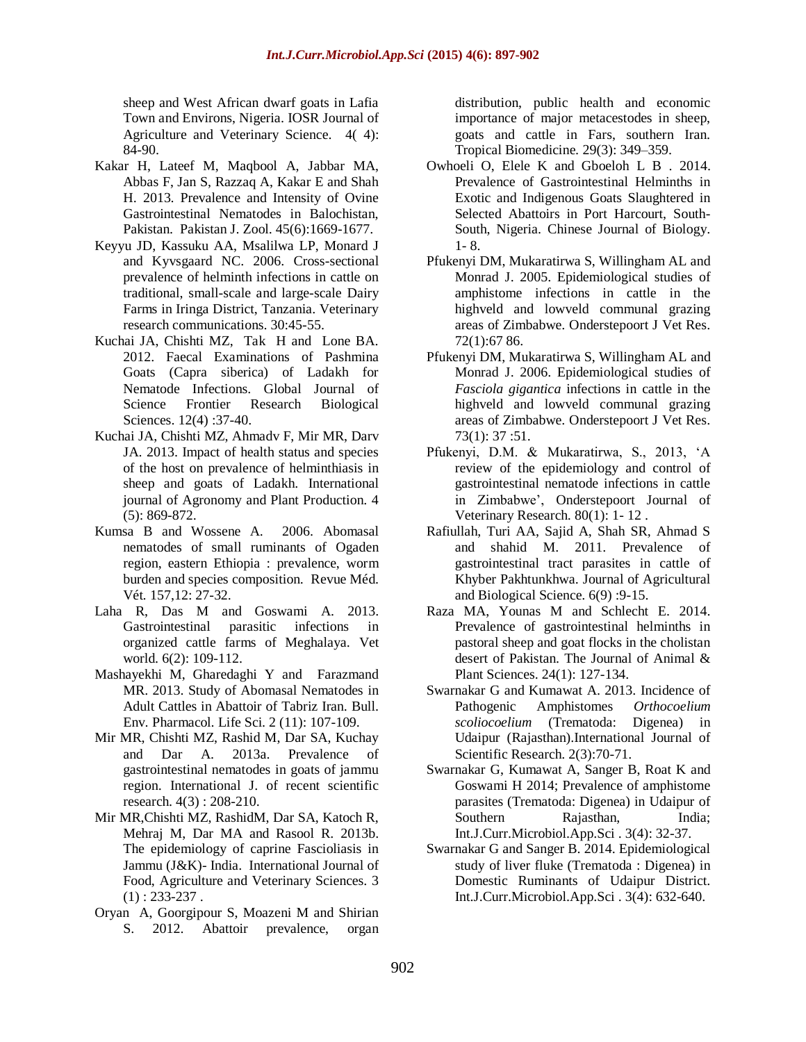sheep and West African dwarf goats in Lafia Town and Environs, Nigeria. IOSR Journal of Agriculture and Veterinary Science. 4( 4): 84-90.

Kakar H, Lateef M, Maqbool A, Jabbar MA, Abbas F, Jan S, Razzaq A, Kakar E and Shah H. 2013. Prevalence and Intensity of Ovine Gastrointestinal Nematodes in Balochistan, Pakistan. Pakistan J. Zool. 45(6):1669-1677.

Keyyu JD, Kassuku AA, Msalilwa LP, Monard J and Kyvsgaard NC. 2006. Cross-sectional prevalence of helminth infections in cattle on traditional, small-scale and large-scale Dairy Farms in Iringa District, Tanzania. Veterinary research communications. 30:45-55.

Kuchai JA, Chishti MZ, Tak H and Lone BA. 2012. Faecal Examinations of Pashmina Goats (Capra siberica) of Ladakh for Nematode Infections. Global Journal of Science Frontier Research Biological Sciences. 12(4) :37-40.

Kuchai JA, Chishti MZ, Ahmadv F, Mir MR, Darv JA. 2013. Impact of health status and species of the host on prevalence of helminthiasis in sheep and goats of Ladakh. International journal of Agronomy and Plant Production. 4 (5): 869-872.

Kumsa B and Wossene A. 2006. Abomasal nematodes of small ruminants of Ogaden region, eastern Ethiopia : prevalence, worm burden and species composition. Revue Méd. Vét. 157,12: 27-32.

Laha R, Das M and Goswami A. 2013. Gastrointestinal parasitic infections in organized cattle farms of Meghalaya. Vet world. 6(2): 109-112.

Mashayekhi M, Gharedaghi Y and Farazmand MR. 2013. Study of Abomasal Nematodes in Adult Cattles in Abattoir of Tabriz Iran. Bull. Env. Pharmacol. Life Sci. 2 (11): 107-109.

Mir MR, Chishti MZ, Rashid M, Dar SA, Kuchay and Dar A. 2013a. Prevalence of gastrointestinal nematodes in goats of jammu region. International J. of recent scientific research. 4(3) : 208-210.

Mir MR,Chishti MZ, RashidM, Dar SA, Katoch R, Mehraj M, Dar MA and Rasool R. 2013b. The epidemiology of caprine Fascioliasis in Jammu (J&K)- India. International Journal of Food, Agriculture and Veterinary Sciences. 3 (1) : 233-237 .

Oryan A, Goorgipour S, Moazeni M and Shirian S. 2012. Abattoir prevalence, organ distribution, public health and economic importance of major metacestodes in sheep, goats and cattle in Fars, southern Iran. Tropical Biomedicine. 29(3): 349–359.

Owhoeli O, Elele K and Gboeloh L B . 2014. Prevalence of Gastrointestinal Helminths in Exotic and Indigenous Goats Slaughtered in Selected Abattoirs in Port Harcourt, South-South, Nigeria. Chinese Journal of Biology. 1- 8.

Pfukenyi DM, Mukaratirwa S, Willingham AL and Monrad J. 2005. Epidemiological studies of amphistome infections in cattle in the highveld and lowveld communal grazing areas of Zimbabwe. Onderstepoort J Vet Res. 72(1):67 86.

Pfukenyi DM, Mukaratirwa S, Willingham AL and Monrad J. 2006. Epidemiological studies of *Fasciola gigantica* infections in cattle in the highveld and lowveld communal grazing areas of Zimbabwe. Onderstepoort J Vet Res. 73(1): 37 :51.

Pfukenyi, D.M. & Mukaratirwa, S., 2013, 'A review of the epidemiology and control of gastrointestinal nematode infections in cattle in Zimbabwe', Onderstepoort Journal of Veterinary Research. 80(1): 1- 12 .

Rafiullah, Turi AA, Sajid A, Shah SR, Ahmad S and shahid M. 2011. Prevalence of gastrointestinal tract parasites in cattle of Khyber Pakhtunkhwa. Journal of Agricultural and Biological Science. 6(9) :9-15.

Raza MA, Younas M and Schlecht E. 2014. Prevalence of gastrointestinal helminths in pastoral sheep and goat flocks in the cholistan desert of Pakistan. The Journal of Animal & Plant Sciences. 24(1): 127-134.

Swarnakar G and Kumawat A. 2013. Incidence of Pathogenic Amphistomes *Orthocoelium scoliocoelium* (Trematoda: Digenea) in Udaipur (Rajasthan).International Journal of Scientific Research. 2(3):70-71.

Swarnakar G, Kumawat A, Sanger B, Roat K and Goswami H 2014; Prevalence of amphistome parasites (Trematoda: Digenea) in Udaipur of Southern Rajasthan, India; Int.J.Curr.Microbiol.App.Sci . 3(4): 32-37.

Swarnakar G and Sanger B. 2014. Epidemiological study of liver fluke (Trematoda : Digenea) in Domestic Ruminants of Udaipur District. Int.J.Curr.Microbiol.App.Sci . 3(4): 632-640.